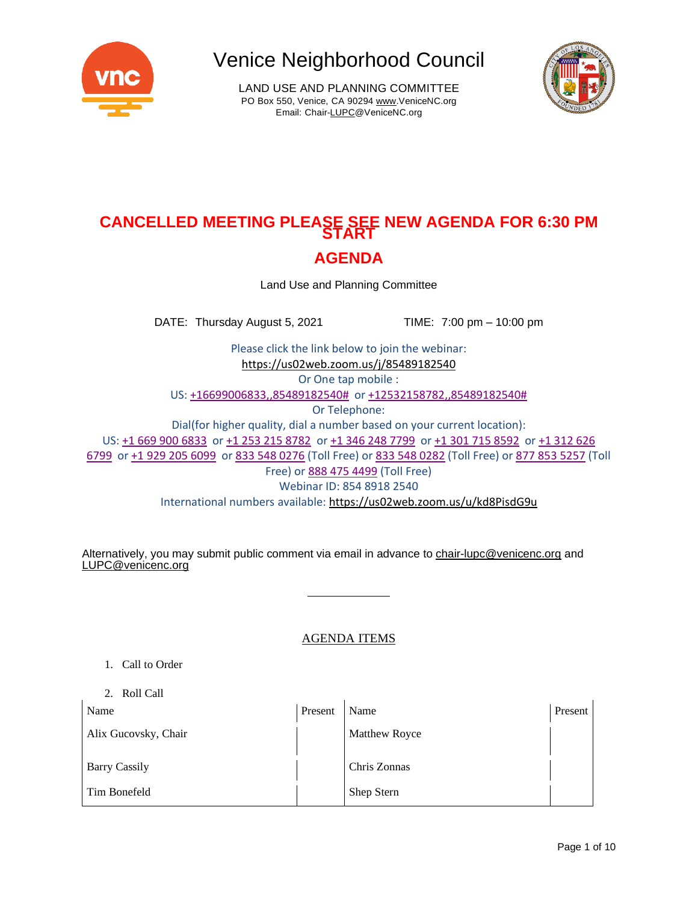# Venice Neighborhood Council

LAND USE AND PLANNING COMMITTEE
PO Box 550, Venice, CA 90294 www.VeniceNC.org
Email: Chair-LUPC@VeniceNC.org

## CANCELLED MEETING PLEASE SEE NEW AGENDA FOR 6:30 PM START

## AGENDA

Land Use and Planning Committee

DATE: Thursday August 5, 2021 TIME: 7:00 pm – 10:00 pm

Please click the link below to join the webinar:
https://us02web.zoom.us/j/85489182540
Or One tap mobile :
US: +16699006833,,85489182540# or +12532158782,,85489182540#
Or Telephone:
Dial(for higher quality, dial a number based on your current location):
US: +1 669 900 6833 or +1 253 215 8782 or +1 346 248 7799 or +1 301 715 8592 or +1 312 626 6799 or +1 929 205 6099 or 833 548 0276 (Toll Free) or 833 548 0282 (Toll Free) or 877 853 5257 (Toll Free) or 888 475 4499 (Toll Free)
Webinar ID: 854 8918 2540
International numbers available: https://us02web.zoom.us/u/kd8PisdG9u

Alternatively, you may submit public comment via email in advance to chair-lupc@venicenc.org and LUPC@venicenc.org

---

## AGENDA ITEMS

1. Call to Order

2. Roll Call

| Name | Present | Name | Present |
|---|---|---|---|
| Alix Gucovsky, Chair | | Matthew Royce | |
| Barry Cassily | | Chris Zonnas | |
| Tim Bonefeld | | Shep Stern | |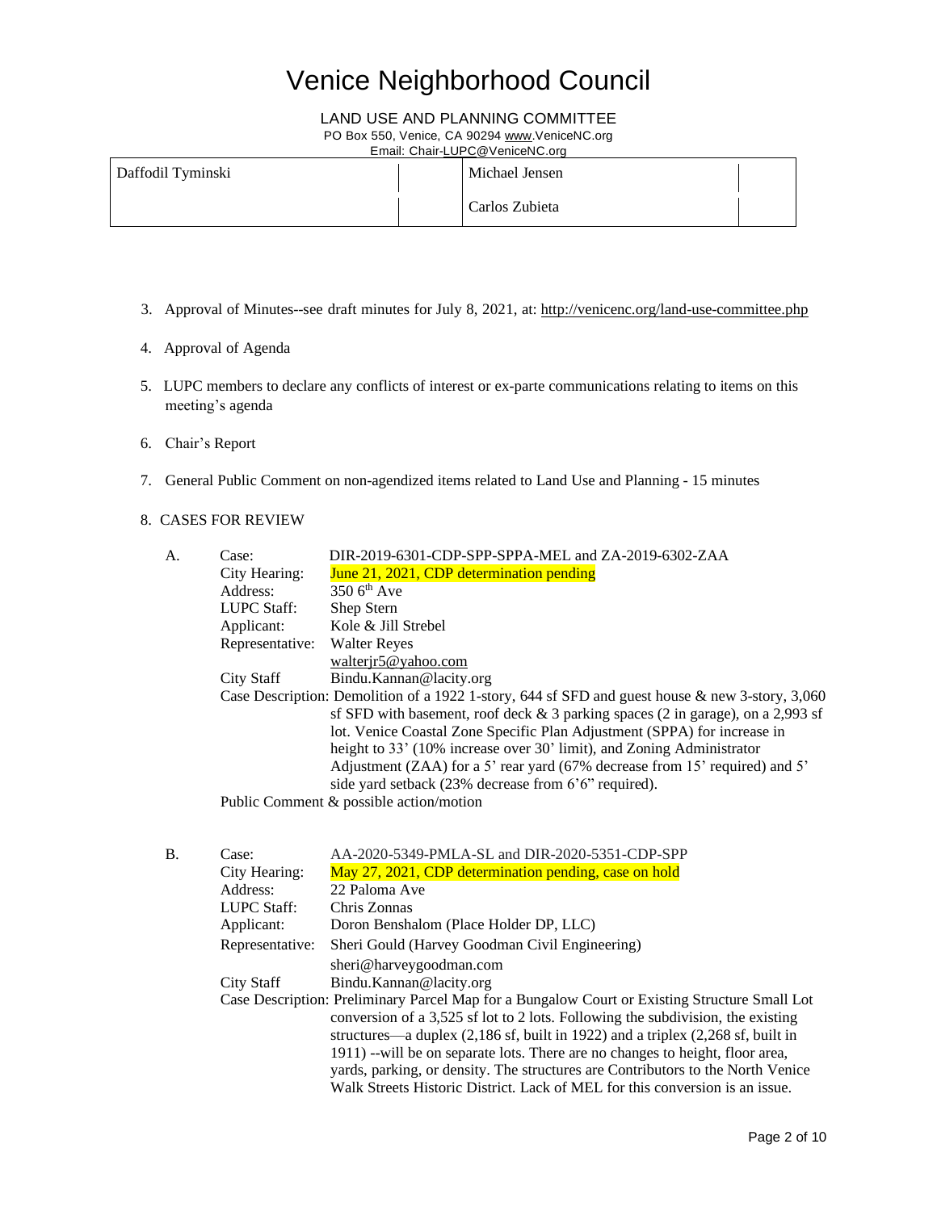# Venice Neighborhood Council

LAND USE AND PLANNING COMMITTEE

PO Box 550, Venice, CA 90294 www.VeniceNC.org

Email: Chair-LUPC@VeniceNC.org

| | | | |
|---|---|---|---|
| Daffodil Tyminski | | Michael Jensen | |
| | | Carlos Zubieta | |

3. Approval of Minutes--see draft minutes for July 8, 2021, at: http://venicenc.org/land-use-committee.php

4. Approval of Agenda

5. LUPC members to declare any conflicts of interest or ex-parte communications relating to items on this meeting's agenda

6. Chair's Report

7. General Public Comment on non-agendized items related to Land Use and Planning - 15 minutes

8. CASES FOR REVIEW

A.

Case: DIR-2019-6301-CDP-SPP-SPPA-MEL and ZA-2019-6302-ZAA

City Hearing: June 21, 2021, CDP determination pending

Address: 350 6th Ave

LUPC Staff: Shep Stern

Applicant: Kole & Jill Strebel

Representative: Walter Reyes
walterjr5@yahoo.com

City Staff: Bindu.Kannan@lacity.org

Case Description: Demolition of a 1922 1-story, 644 sf SFD and guest house & new 3-story, 3,060 sf SFD with basement, roof deck & 3 parking spaces (2 in garage), on a 2,993 sf lot. Venice Coastal Zone Specific Plan Adjustment (SPPA) for increase in height to 33' (10% increase over 30' limit), and Zoning Administrator Adjustment (ZAA) for a 5' rear yard (67% decrease from 15' required) and 5' side yard setback (23% decrease from 6'6" required).

Public Comment & possible action/motion

B.

Case: AA-2020-5349-PMLA-SL and DIR-2020-5351-CDP-SPP

City Hearing: May 27, 2021, CDP determination pending, case on hold

Address: 22 Paloma Ave

LUPC Staff: Chris Zonnas

Applicant: Doron Benshalom (Place Holder DP, LLC)

Representative: Sheri Gould (Harvey Goodman Civil Engineering)
sheri@harveygoodman.com

City Staff: Bindu.Kannan@lacity.org

Case Description: Preliminary Parcel Map for a Bungalow Court or Existing Structure Small Lot conversion of a 3,525 sf lot to 2 lots. Following the subdivision, the existing structures—a duplex (2,186 sf, built in 1922) and a triplex (2,268 sf, built in 1911) --will be on separate lots. There are no changes to height, floor area, yards, parking, or density. The structures are Contributors to the North Venice Walk Streets Historic District. Lack of MEL for this conversion is an issue.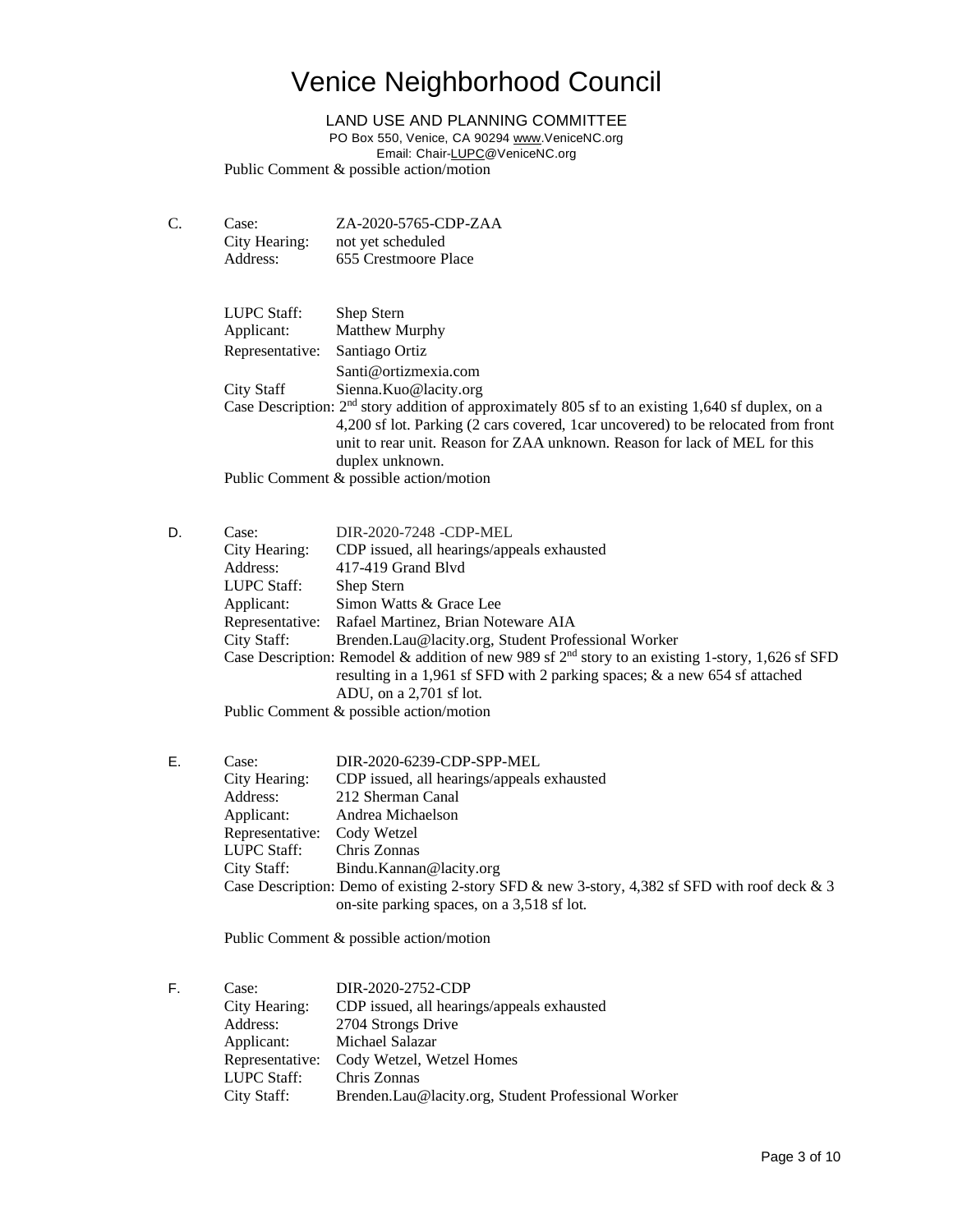# Venice Neighborhood Council

LAND USE AND PLANNING COMMITTEE
PO Box 550, Venice, CA 90294 www.VeniceNC.org
Email: Chair-LUPC@VeniceNC.org

Public Comment & possible action/motion

C. Case: ZA-2020-5765-CDP-ZAA
City Hearing: not yet scheduled
Address: 655 Crestmoore Place

LUPC Staff: Shep Stern
Applicant: Matthew Murphy
Representative: Santiago Ortiz
Santi@ortizmexia.com
City Staff Sienna.Kuo@lacity.org
Case Description: 2nd story addition of approximately 805 sf to an existing 1,640 sf duplex, on a 4,200 sf lot. Parking (2 cars covered, 1car uncovered) to be relocated from front unit to rear unit. Reason for ZAA unknown. Reason for lack of MEL for this duplex unknown.
Public Comment & possible action/motion

D. Case: DIR-2020-7248 -CDP-MEL
City Hearing: CDP issued, all hearings/appeals exhausted
Address: 417-419 Grand Blvd
LUPC Staff: Shep Stern
Applicant: Simon Watts & Grace Lee
Representative: Rafael Martinez, Brian Noteware AIA
City Staff: Brenden.Lau@lacity.org, Student Professional Worker
Case Description: Remodel & addition of new 989 sf 2nd story to an existing 1-story, 1,626 sf SFD resulting in a 1,961 sf SFD with 2 parking spaces; & a new 654 sf attached ADU, on a 2,701 sf lot.
Public Comment & possible action/motion

E. Case: DIR-2020-6239-CDP-SPP-MEL
City Hearing: CDP issued, all hearings/appeals exhausted
Address: 212 Sherman Canal
Applicant: Andrea Michaelson
Representative: Cody Wetzel
LUPC Staff: Chris Zonnas
City Staff: Bindu.Kannan@lacity.org
Case Description: Demo of existing 2-story SFD & new 3-story, 4,382 sf SFD with roof deck & 3 on-site parking spaces, on a 3,518 sf lot.

Public Comment & possible action/motion

F. Case: DIR-2020-2752-CDP
City Hearing: CDP issued, all hearings/appeals exhausted
Address: 2704 Strongs Drive
Applicant: Michael Salazar
Representative: Cody Wetzel, Wetzel Homes
LUPC Staff: Chris Zonnas
City Staff: Brenden.Lau@lacity.org, Student Professional Worker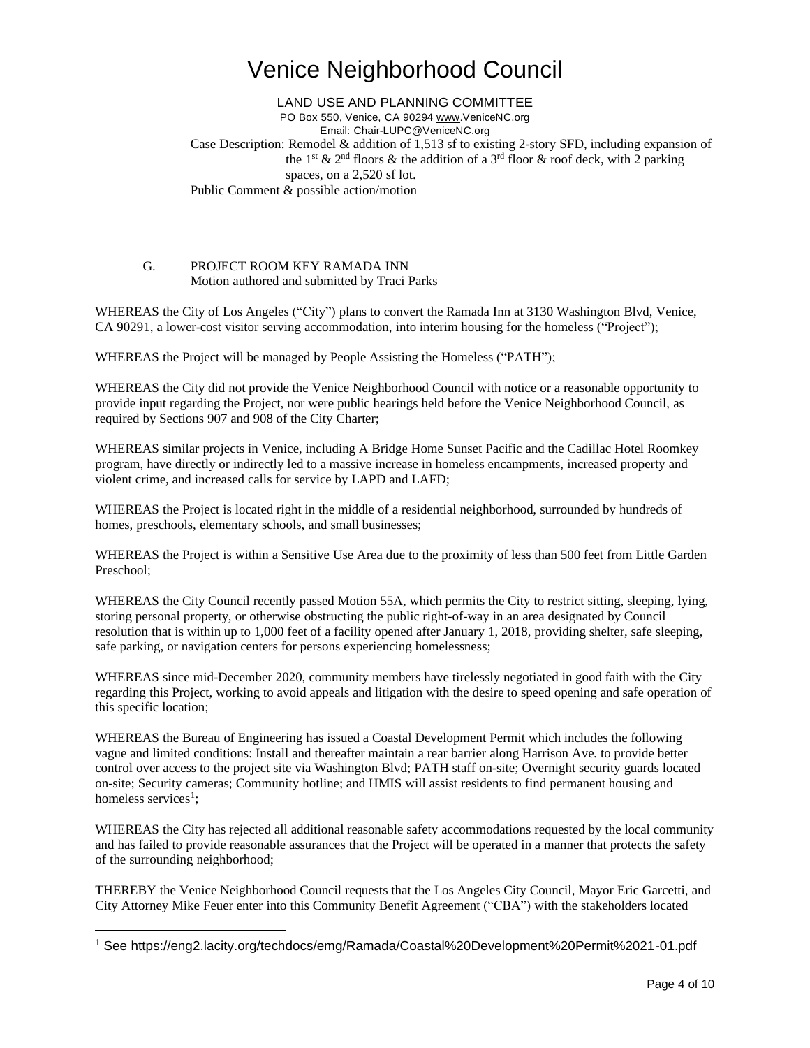# Venice Neighborhood Council

LAND USE AND PLANNING COMMITTEE
PO Box 550, Venice, CA 90294 www.VeniceNC.org
Email: Chair-LUPC@VeniceNC.org

Case Description: Remodel & addition of 1,513 sf to existing 2-story SFD, including expansion of the 1st & 2nd floors & the addition of a 3rd floor & roof deck, with 2 parking spaces, on a 2,520 sf lot.

Public Comment & possible action/motion

G. PROJECT ROOM KEY RAMADA INN
Motion authored and submitted by Traci Parks

WHEREAS the City of Los Angeles ("City") plans to convert the Ramada Inn at 3130 Washington Blvd, Venice, CA 90291, a lower-cost visitor serving accommodation, into interim housing for the homeless ("Project");

WHEREAS the Project will be managed by People Assisting the Homeless ("PATH");

WHEREAS the City did not provide the Venice Neighborhood Council with notice or a reasonable opportunity to provide input regarding the Project, nor were public hearings held before the Venice Neighborhood Council, as required by Sections 907 and 908 of the City Charter;

WHEREAS similar projects in Venice, including A Bridge Home Sunset Pacific and the Cadillac Hotel Roomkey program, have directly or indirectly led to a massive increase in homeless encampments, increased property and violent crime, and increased calls for service by LAPD and LAFD;

WHEREAS the Project is located right in the middle of a residential neighborhood, surrounded by hundreds of homes, preschools, elementary schools, and small businesses;

WHEREAS the Project is within a Sensitive Use Area due to the proximity of less than 500 feet from Little Garden Preschool;

WHEREAS the City Council recently passed Motion 55A, which permits the City to restrict sitting, sleeping, lying, storing personal property, or otherwise obstructing the public right-of-way in an area designated by Council resolution that is within up to 1,000 feet of a facility opened after January 1, 2018, providing shelter, safe sleeping, safe parking, or navigation centers for persons experiencing homelessness;

WHEREAS since mid-December 2020, community members have tirelessly negotiated in good faith with the City regarding this Project, working to avoid appeals and litigation with the desire to speed opening and safe operation of this specific location;

WHEREAS the Bureau of Engineering has issued a Coastal Development Permit which includes the following vague and limited conditions: Install and thereafter maintain a rear barrier along Harrison Ave. to provide better control over access to the project site via Washington Blvd; PATH staff on-site; Overnight security guards located on-site; Security cameras; Community hotline; and HMIS will assist residents to find permanent housing and homeless services[1];

WHEREAS the City has rejected all additional reasonable safety accommodations requested by the local community and has failed to provide reasonable assurances that the Project will be operated in a manner that protects the safety of the surrounding neighborhood;

THEREBY the Venice Neighborhood Council requests that the Los Angeles City Council, Mayor Eric Garcetti, and City Attorney Mike Feuer enter into this Community Benefit Agreement ("CBA") with the stakeholders located

[1] See https://eng2.lacity.org/techdocs/emg/Ramada/Coastal%20Development%20Permit%2021-01.pdf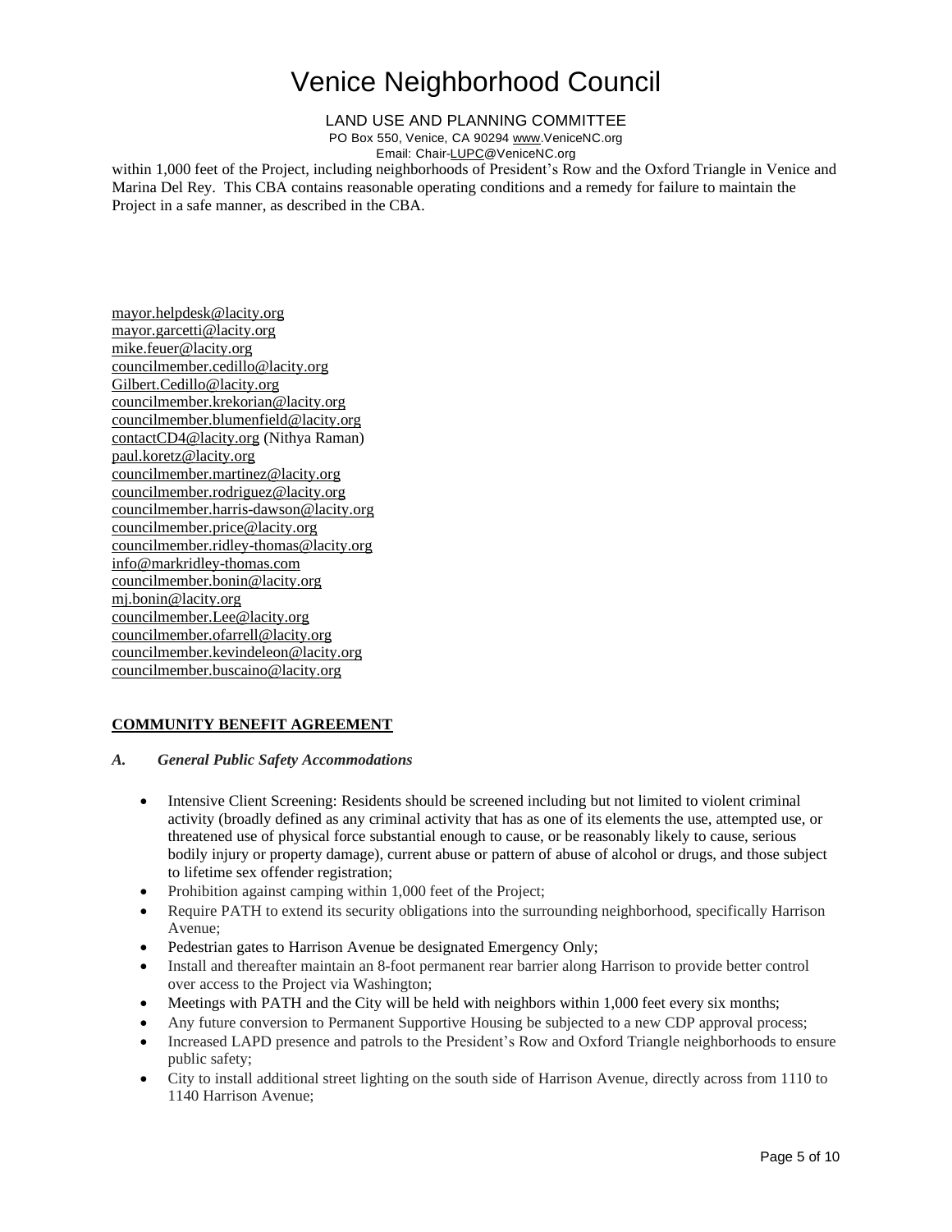within 1,000 feet of the Project, including neighborhoods of President's Row and the Oxford Triangle in Venice and Marina Del Rey. This CBA contains reasonable operating conditions and a remedy for failure to maintain the Project in a safe manner, as described in the CBA.

mayor.helpdesk@lacity.org
mayor.garcetti@lacity.org
mike.feuer@lacity.org
councilmember.cedillo@lacity.org
Gilbert.Cedillo@lacity.org
councilmember.krekorian@lacity.org
councilmember.blumenfield@lacity.org
contactCD4@lacity.org (Nithya Raman)
paul.koretz@lacity.org
councilmember.martinez@lacity.org
councilmember.rodriguez@lacity.org
councilmember.harris-dawson@lacity.org
councilmember.price@lacity.org
councilmember.ridley-thomas@lacity.org
info@markridley-thomas.com
councilmember.bonin@lacity.org
mj.bonin@lacity.org
councilmember.Lee@lacity.org
councilmember.ofarrell@lacity.org
councilmember.kevindeleon@lacity.org
councilmember.buscaino@lacity.org

**COMMUNITY BENEFIT AGREEMENT**

***A. General Public Safety Accommodations***

- Intensive Client Screening: Residents should be screened including but not limited to violent criminal activity (broadly defined as any criminal activity that has as one of its elements the use, attempted use, or threatened use of physical force substantial enough to cause, or be reasonably likely to cause, serious bodily injury or property damage), current abuse or pattern of abuse of alcohol or drugs, and those subject to lifetime sex offender registration;
- Prohibition against camping within 1,000 feet of the Project;
- Require PATH to extend its security obligations into the surrounding neighborhood, specifically Harrison Avenue;
- Pedestrian gates to Harrison Avenue be designated Emergency Only;
- Install and thereafter maintain an 8-foot permanent rear barrier along Harrison to provide better control over access to the Project via Washington;
- Meetings with PATH and the City will be held with neighbors within 1,000 feet every six months;
- Any future conversion to Permanent Supportive Housing be subjected to a new CDP approval process;
- Increased LAPD presence and patrols to the President's Row and Oxford Triangle neighborhoods to ensure public safety;
- City to install additional street lighting on the south side of Harrison Avenue, directly across from 1110 to 1140 Harrison Avenue;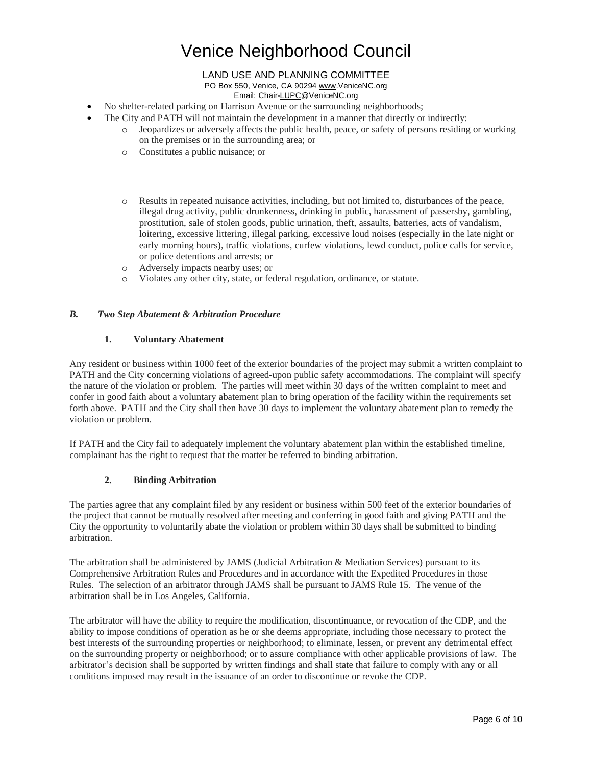- No shelter-related parking on Harrison Avenue or the surrounding neighborhoods;
- The City and PATH will not maintain the development in a manner that directly or indirectly:
  - Jeopardizes or adversely affects the public health, peace, or safety of persons residing or working on the premises or in the surrounding area; or
  - Constitutes a public nuisance; or
  - Results in repeated nuisance activities, including, but not limited to, disturbances of the peace, illegal drug activity, public drunkenness, drinking in public, harassment of passersby, gambling, prostitution, sale of stolen goods, public urination, theft, assaults, batteries, acts of vandalism, loitering, excessive littering, illegal parking, excessive loud noises (especially in the late night or early morning hours), traffic violations, curfew violations, lewd conduct, police calls for service, or police detentions and arrests; or
  - Adversely impacts nearby uses; or
  - Violates any other city, state, or federal regulation, ordinance, or statute.

### *B. Two Step Abatement & Arbitration Procedure*

#### 1. Voluntary Abatement

Any resident or business within 1000 feet of the exterior boundaries of the project may submit a written complaint to PATH and the City concerning violations of agreed-upon public safety accommodations. The complaint will specify the nature of the violation or problem. The parties will meet within 30 days of the written complaint to meet and confer in good faith about a voluntary abatement plan to bring operation of the facility within the requirements set forth above. PATH and the City shall then have 30 days to implement the voluntary abatement plan to remedy the violation or problem.

If PATH and the City fail to adequately implement the voluntary abatement plan within the established timeline, complainant has the right to request that the matter be referred to binding arbitration.

#### 2. Binding Arbitration

The parties agree that any complaint filed by any resident or business within 500 feet of the exterior boundaries of the project that cannot be mutually resolved after meeting and conferring in good faith and giving PATH and the City the opportunity to voluntarily abate the violation or problem within 30 days shall be submitted to binding arbitration.

The arbitration shall be administered by JAMS (Judicial Arbitration & Mediation Services) pursuant to its Comprehensive Arbitration Rules and Procedures and in accordance with the Expedited Procedures in those Rules. The selection of an arbitrator through JAMS shall be pursuant to JAMS Rule 15. The venue of the arbitration shall be in Los Angeles, California.

The arbitrator will have the ability to require the modification, discontinuance, or revocation of the CDP, and the ability to impose conditions of operation as he or she deems appropriate, including those necessary to protect the best interests of the surrounding properties or neighborhood; to eliminate, lessen, or prevent any detrimental effect on the surrounding property or neighborhood; or to assure compliance with other applicable provisions of law. The arbitrator's decision shall be supported by written findings and shall state that failure to comply with any or all conditions imposed may result in the issuance of an order to discontinue or revoke the CDP.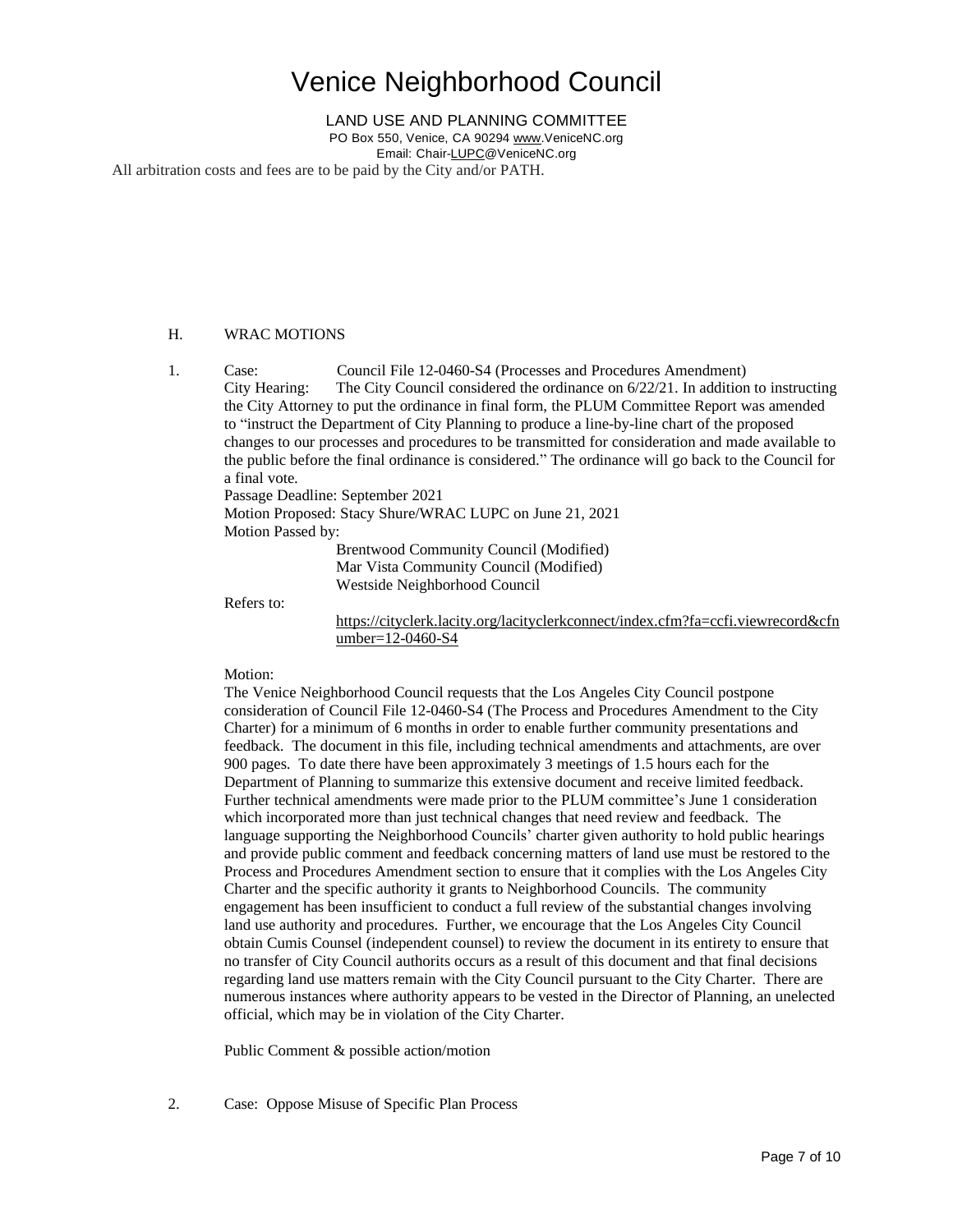All arbitration costs and fees are to be paid by the City and/or PATH.

H. WRAC MOTIONS

1. Case: Council File 12-0460-S4 (Processes and Procedures Amendment)

City Hearing: The City Council considered the ordinance on 6/22/21. In addition to instructing the City Attorney to put the ordinance in final form, the PLUM Committee Report was amended to "instruct the Department of City Planning to produce a line-by-line chart of the proposed changes to our processes and procedures to be transmitted for consideration and made available to the public before the final ordinance is considered." The ordinance will go back to the Council for a final vote.

Passage Deadline: September 2021

Motion Proposed: Stacy Shure/WRAC LUPC on June 21, 2021

Motion Passed by:

- Brentwood Community Council (Modified)
- Mar Vista Community Council (Modified)
- Westside Neighborhood Council

Refers to:

https://cityclerk.lacity.org/lacityclerkconnect/index.cfm?fa=ccfi.viewrecord&cfnumber=12-0460-S4

Motion:

The Venice Neighborhood Council requests that the Los Angeles City Council postpone consideration of Council File 12-0460-S4 (The Process and Procedures Amendment to the City Charter) for a minimum of 6 months in order to enable further community presentations and feedback. The document in this file, including technical amendments and attachments, are over 900 pages. To date there have been approximately 3 meetings of 1.5 hours each for the Department of Planning to summarize this extensive document and receive limited feedback. Further technical amendments were made prior to the PLUM committee's June 1 consideration which incorporated more than just technical changes that need review and feedback. The language supporting the Neighborhood Councils' charter given authority to hold public hearings and provide public comment and feedback concerning matters of land use must be restored to the Process and Procedures Amendment section to ensure that it complies with the Los Angeles City Charter and the specific authority it grants to Neighborhood Councils. The community engagement has been insufficient to conduct a full review of the substantial changes involving land use authority and procedures. Further, we encourage that the Los Angeles City Council obtain Cumis Counsel (independent counsel) to review the document in its entirety to ensure that no transfer of City Council authorits occurs as a result of this document and that final decisions regarding land use matters remain with the City Council pursuant to the City Charter. There are numerous instances where authority appears to be vested in the Director of Planning, an unelected official, which may be in violation of the City Charter.

Public Comment & possible action/motion

2. Case: Oppose Misuse of Specific Plan Process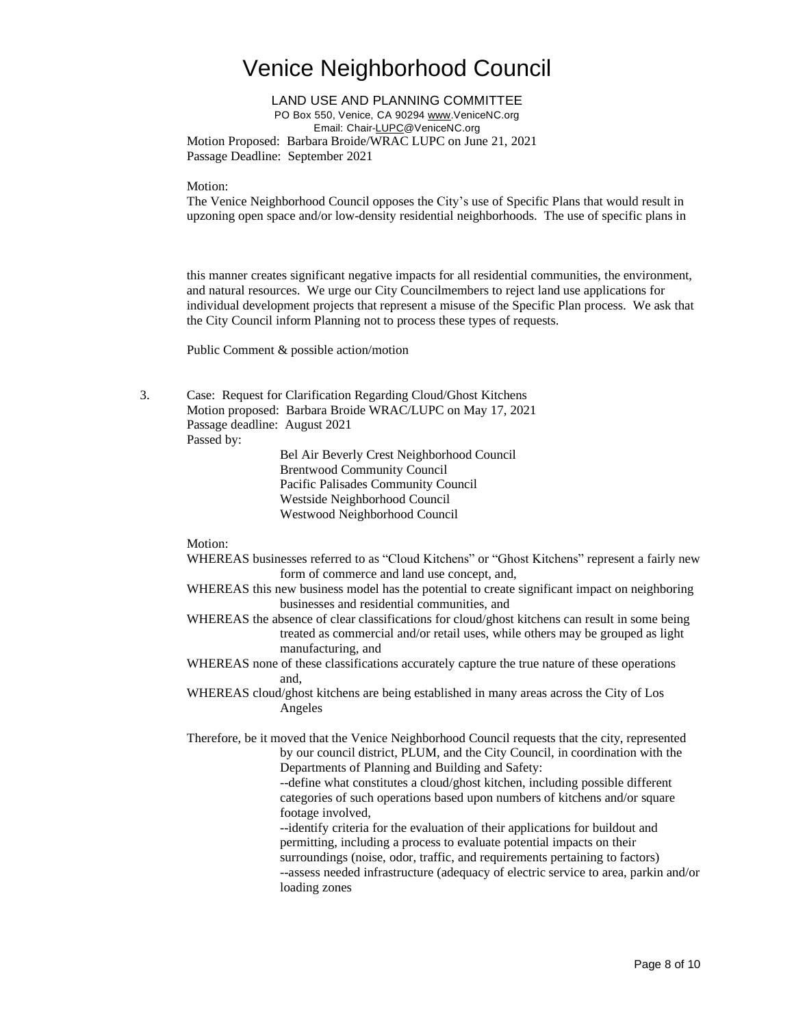# Venice Neighborhood Council

LAND USE AND PLANNING COMMITTEE
PO Box 550, Venice, CA 90294 www.VeniceNC.org
Email: Chair-LUPC@VeniceNC.org

Motion Proposed: Barbara Broide/WRAC LUPC on June 21, 2021
Passage Deadline: September 2021

Motion:
The Venice Neighborhood Council opposes the City's use of Specific Plans that would result in upzoning open space and/or low-density residential neighborhoods. The use of specific plans in

this manner creates significant negative impacts for all residential communities, the environment, and natural resources. We urge our City Councilmembers to reject land use applications for individual development projects that represent a misuse of the Specific Plan process. We ask that the City Council inform Planning not to process these types of requests.

Public Comment & possible action/motion

3. Case: Request for Clarification Regarding Cloud/Ghost Kitchens
   Motion proposed: Barbara Broide WRAC/LUPC on May 17, 2021
   Passage deadline: August 2021
   Passed by:
   - Bel Air Beverly Crest Neighborhood Council
   - Brentwood Community Council
   - Pacific Palisades Community Council
   - Westside Neighborhood Council
   - Westwood Neighborhood Council

Motion:

WHEREAS businesses referred to as "Cloud Kitchens" or "Ghost Kitchens" represent a fairly new form of commerce and land use concept, and,

WHEREAS this new business model has the potential to create significant impact on neighboring businesses and residential communities, and

WHEREAS the absence of clear classifications for cloud/ghost kitchens can result in some being treated as commercial and/or retail uses, while others may be grouped as light manufacturing, and

WHEREAS none of these classifications accurately capture the true nature of these operations and,

WHEREAS cloud/ghost kitchens are being established in many areas across the City of Los Angeles

Therefore, be it moved that the Venice Neighborhood Council requests that the city, represented by our council district, PLUM, and the City Council, in coordination with the Departments of Planning and Building and Safety:

--define what constitutes a cloud/ghost kitchen, including possible different categories of such operations based upon numbers of kitchens and/or square footage involved,

--identify criteria for the evaluation of their applications for buildout and permitting, including a process to evaluate potential impacts on their surroundings (noise, odor, traffic, and requirements pertaining to factors)

--assess needed infrastructure (adequacy of electric service to area, parkin and/or loading zones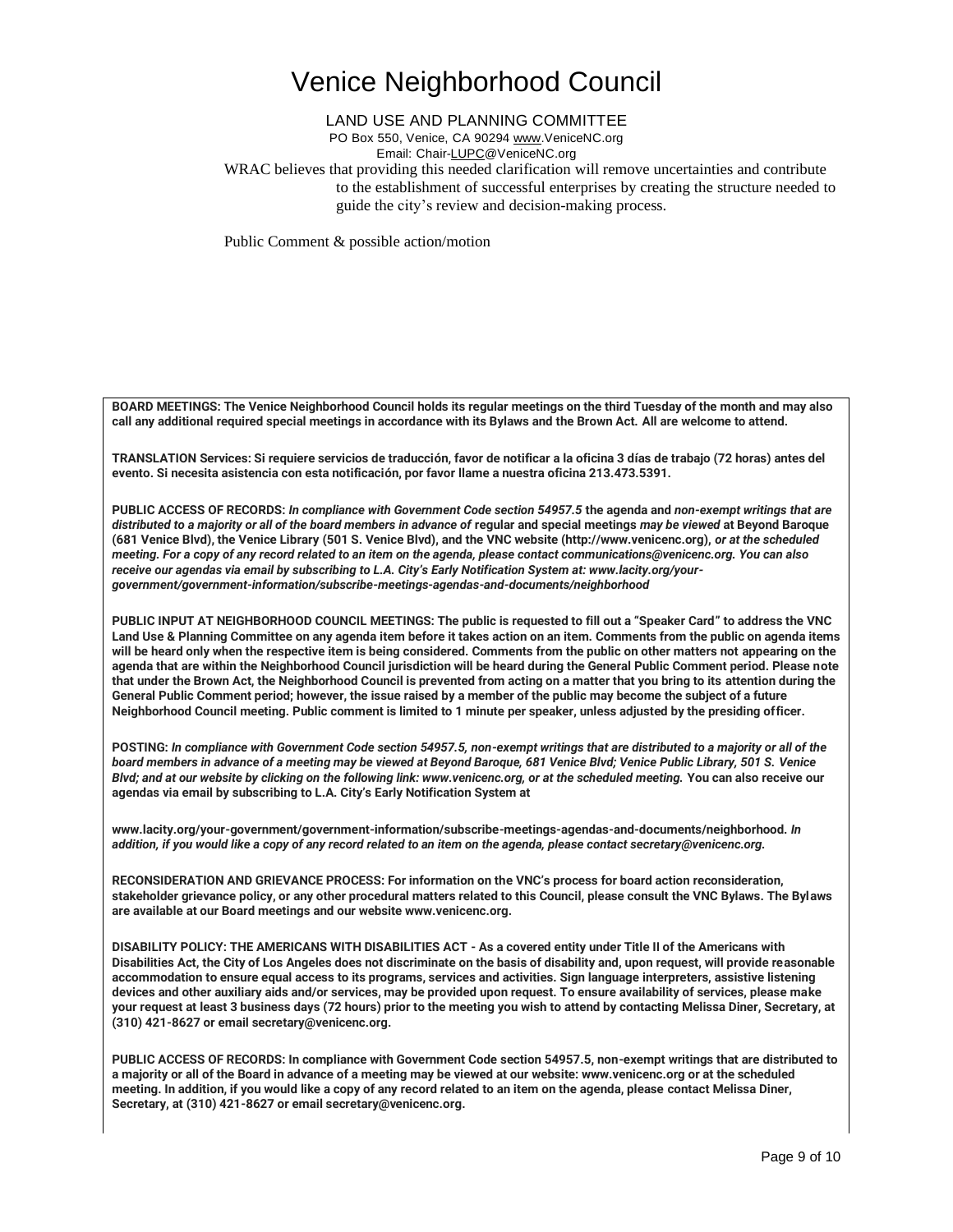# Venice Neighborhood Council

LAND USE AND PLANNING COMMITTEE
PO Box 550, Venice, CA 90294 www.VeniceNC.org
Email: Chair-LUPC@VeniceNC.org

WRAC believes that providing this needed clarification will remove uncertainties and contribute to the establishment of successful enterprises by creating the structure needed to guide the city's review and decision-making process.

Public Comment & possible action/motion

**BOARD MEETINGS: The Venice Neighborhood Council holds its regular meetings on the third Tuesday of the month and may also call any additional required special meetings in accordance with its Bylaws and the Brown Act. All are welcome to attend.**

**TRANSLATION Services: Si requiere servicios de traducción, favor de notificar a la oficina 3 días de trabajo (72 horas) antes del evento. Si necesita asistencia con esta notificación, por favor llame a nuestra oficina 213.473.5391.**

**PUBLIC ACCESS OF RECORDS:** ***In compliance with Government Code section 54957.5*** **the agenda and** ***non-exempt writings that are distributed to a majority or all of the board members in advance of*** **regular and special meetings** ***may be viewed*** **at Beyond Baroque (681 Venice Blvd), the Venice Library (501 S. Venice Blvd), and the VNC website (http://www.venicenc.org),** ***or at the scheduled meeting. For a copy of any record related to an item on the agenda, please contact communications@venicenc.org. You can also receive our agendas via email by subscribing to L.A. City's Early Notification System at: www.lacity.org/your-government/government-information/subscribe-meetings-agendas-and-documents/neighborhood***

**PUBLIC INPUT AT NEIGHBORHOOD COUNCIL MEETINGS: The public is requested to fill out a "Speaker Card" to address the VNC Land Use & Planning Committee on any agenda item before it takes action on an item. Comments from the public on agenda items will be heard only when the respective item is being considered. Comments from the public on other matters not appearing on the agenda that are within the Neighborhood Council jurisdiction will be heard during the General Public Comment period. Please note that under the Brown Act, the Neighborhood Council is prevented from acting on a matter that you bring to its attention during the General Public Comment period; however, the issue raised by a member of the public may become the subject of a future Neighborhood Council meeting. Public comment is limited to 1 minute per speaker, unless adjusted by the presiding officer.**

**POSTING:** ***In compliance with Government Code section 54957.5, non-exempt writings that are distributed to a majority or all of the board members in advance of a meeting may be viewed at Beyond Baroque, 681 Venice Blvd; Venice Public Library, 501 S. Venice Blvd; and at our website by clicking on the following link: www.venicenc.org, or at the scheduled meeting.*** **You can also receive our agendas via email by subscribing to L.A. City's Early Notification System at**

**www.lacity.org/your-government/government-information/subscribe-meetings-agendas-and-documents/neighborhood.** ***In addition, if you would like a copy of any record related to an item on the agenda, please contact secretary@venicenc.org.***

**RECONSIDERATION AND GRIEVANCE PROCESS: For information on the VNC's process for board action reconsideration, stakeholder grievance policy, or any other procedural matters related to this Council, please consult the VNC Bylaws. The Bylaws are available at our Board meetings and our website www.venicenc.org.**

**DISABILITY POLICY: THE AMERICANS WITH DISABILITIES ACT - As a covered entity under Title II of the Americans with Disabilities Act, the City of Los Angeles does not discriminate on the basis of disability and, upon request, will provide reasonable accommodation to ensure equal access to its programs, services and activities. Sign language interpreters, assistive listening devices and other auxiliary aids and/or services, may be provided upon request. To ensure availability of services, please make your request at least 3 business days (72 hours) prior to the meeting you wish to attend by contacting Melissa Diner, Secretary, at (310) 421-8627 or email secretary@venicenc.org.**

**PUBLIC ACCESS OF RECORDS: In compliance with Government Code section 54957.5, non-exempt writings that are distributed to a majority or all of the Board in advance of a meeting may be viewed at our website: www.venicenc.org or at the scheduled meeting. In addition, if you would like a copy of any record related to an item on the agenda, please contact Melissa Diner, Secretary, at (310) 421-8627 or email secretary@venicenc.org.**